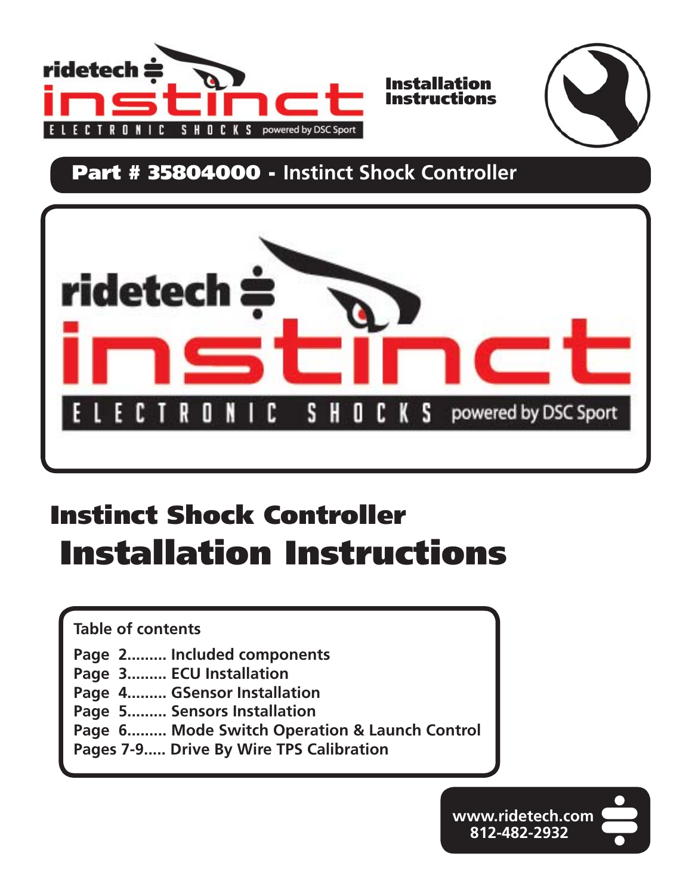ridetech instinct ELECTRONIC SHOCKS powered by DSC Sport

**Installation Instructions**

## Part # 35804000 - Instinct Shock Controller

ridetech instinct ELECTRONIC SHOCKS powered by DSC Sport

# Instinct Shock Controller
# Installation Instructions

**Table of contents**

Page 2......... Included components
Page 3......... ECU Installation
Page 4......... GSensor Installation
Page 5......... Sensors Installation
Page 6......... Mode Switch Operation & Launch Control
Pages 7-9..... Drive By Wire TPS Calibration

www.ridetech.com
812-482-2932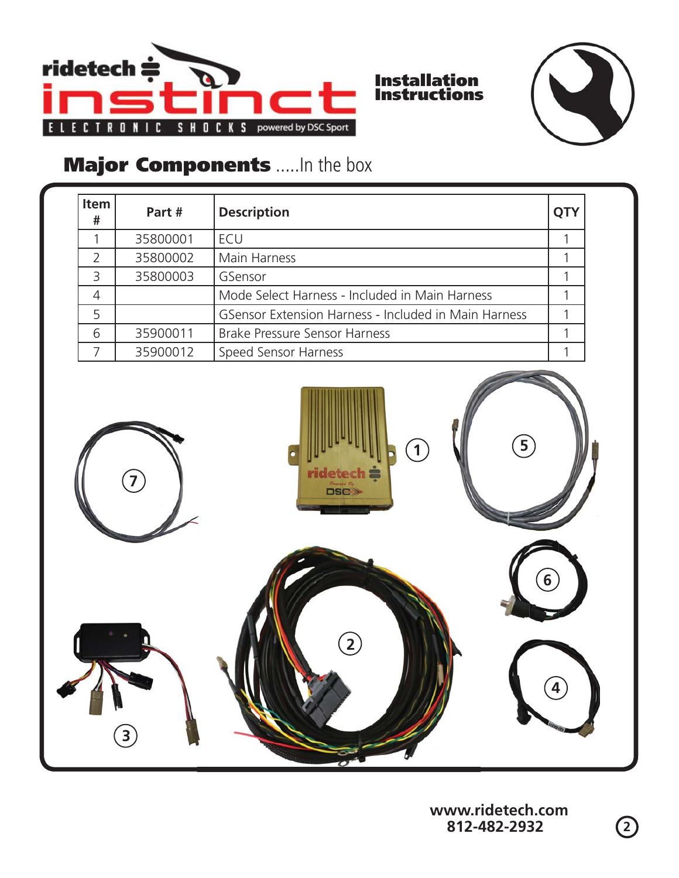## Major Components .....In the box

| Item # | Part # | Description | QTY |
|---|---|---|---|
| 1 | 35800001 | ECU | 1 |
| 2 | 35800002 | Main Harness | 1 |
| 3 | 35800003 | GSensor | 1 |
| 4 | | Mode Select Harness - Included in Main Harness | 1 |
| 5 | | GSensor Extension Harness - Included in Main Harness | 1 |
| 6 | 35900011 | Brake Pressure Sensor Harness | 1 |
| 7 | 35900012 | Speed Sensor Harness | 1 |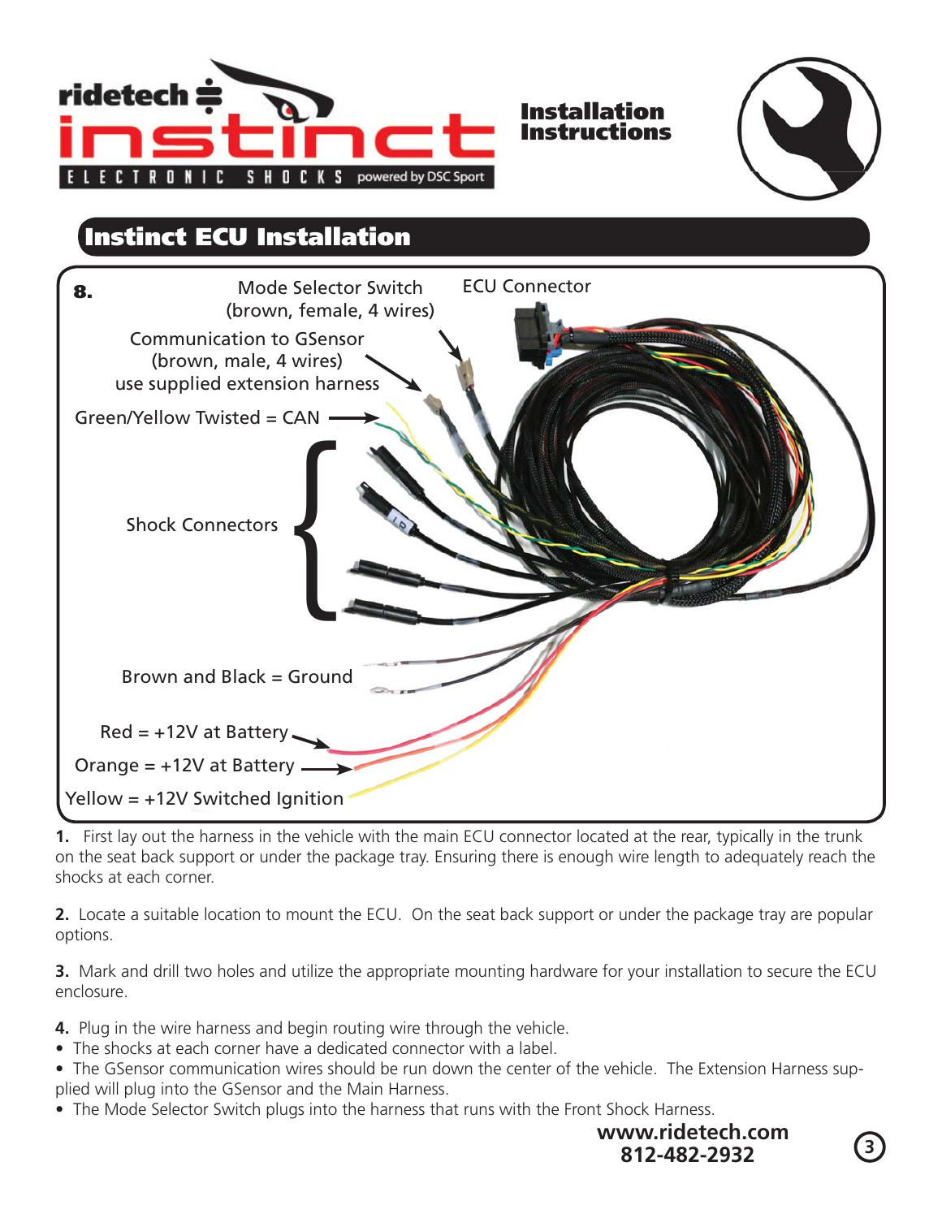## Instinct ECU Installation

**8.**

Mode Selector Switch (brown, female, 4 wires)

ECU Connector

Communication to GSensor (brown, male, 4 wires) use supplied extension harness

Green/Yellow Twisted = CAN

Shock Connectors

Brown and Black = Ground

Red = +12V at Battery

Orange = +12V at Battery

Yellow = +12V Switched Ignition

**1.** First lay out the harness in the vehicle with the main ECU connector located at the rear, typically in the trunk on the seat back support or under the package tray. Ensuring there is enough wire length to adequately reach the shocks at each corner.

**2.** Locate a suitable location to mount the ECU. On the seat back support or under the package tray are popular options.

**3.** Mark and drill two holes and utilize the appropriate mounting hardware for your installation to secure the ECU enclosure.

**4.** Plug in the wire harness and begin routing wire through the vehicle.

- The shocks at each corner have a dedicated connector with a label.
- The GSensor communication wires should be run down the center of the vehicle. The Extension Harness supplied will plug into the GSensor and the Main Harness.
- The Mode Selector Switch plugs into the harness that runs with the Front Shock Harness.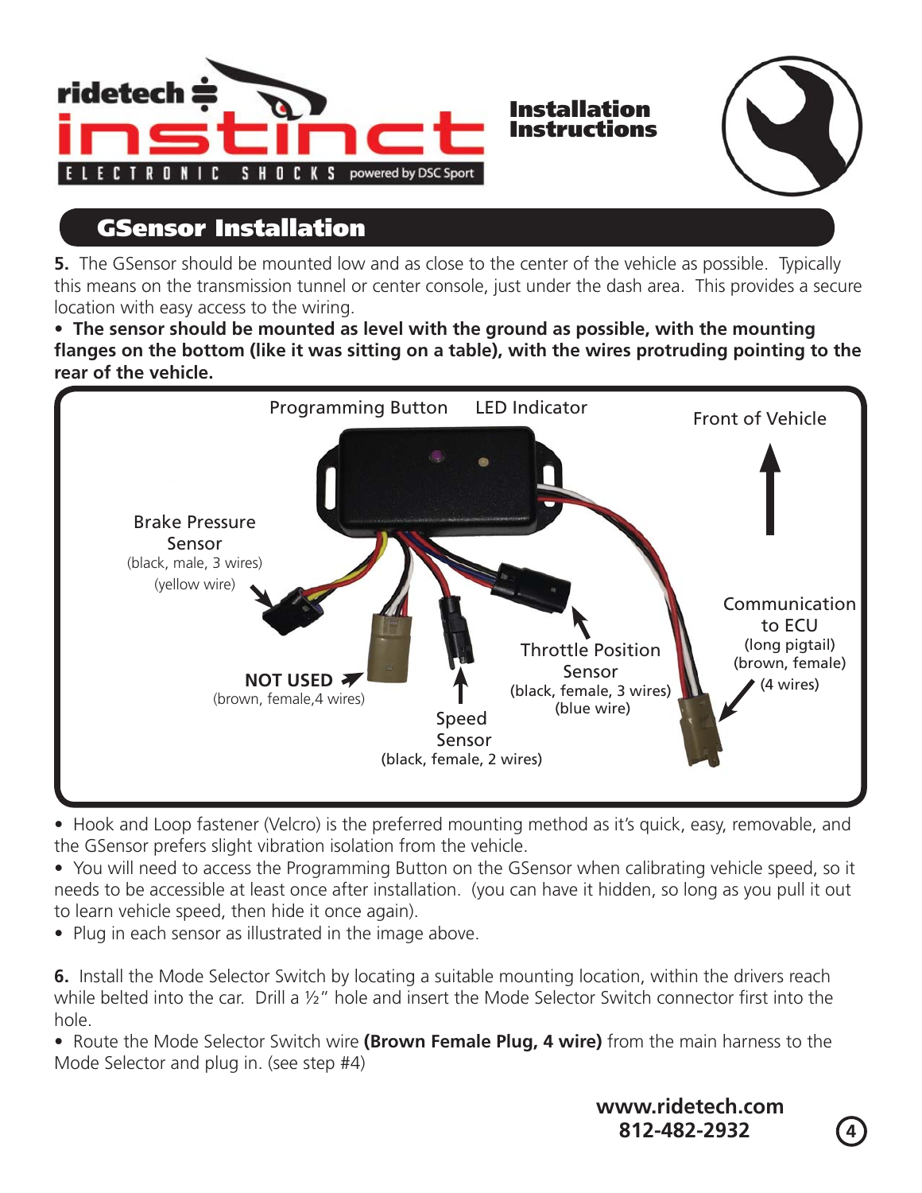## GSensor Installation

**5.** The GSensor should be mounted low and as close to the center of the vehicle as possible. Typically this means on the transmission tunnel or center console, just under the dash area. This provides a secure location with easy access to the wiring.

- **The sensor should be mounted as level with the ground as possible, with the mounting flanges on the bottom (like it was sitting on a table), with the wires protruding pointing to the rear of the vehicle.**

Programming Button

LED Indicator

Front of Vehicle

Brake Pressure Sensor (black, male, 3 wires) (yellow wire)

**NOT USED** (brown, female,4 wires)

Speed Sensor (black, female, 2 wires)

Throttle Position Sensor (black, female, 3 wires) (blue wire)

Communication to ECU (long pigtail) (brown, female) (4 wires)

- Hook and Loop fastener (Velcro) is the preferred mounting method as it's quick, easy, removable, and the GSensor prefers slight vibration isolation from the vehicle.
- You will need to access the Programming Button on the GSensor when calibrating vehicle speed, so it needs to be accessible at least once after installation. (you can have it hidden, so long as you pull it out to learn vehicle speed, then hide it once again).
- Plug in each sensor as illustrated in the image above.

**6.** Install the Mode Selector Switch by locating a suitable mounting location, within the drivers reach while belted into the car. Drill a ½" hole and insert the Mode Selector Switch connector first into the hole.

- Route the Mode Selector Switch wire **(Brown Female Plug, 4 wire)** from the main harness to the Mode Selector and plug in. (see step #4)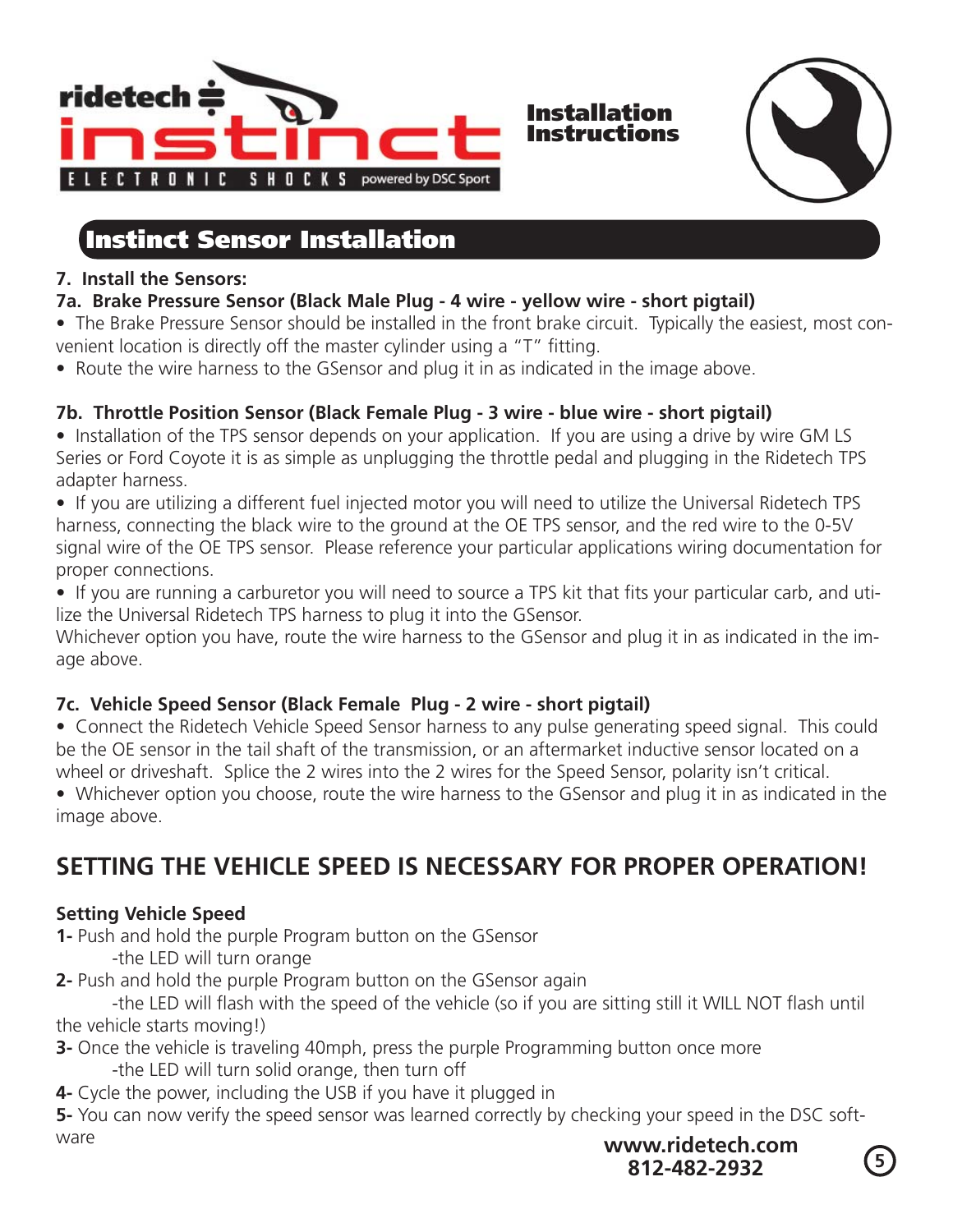Installation Instructions

## Instinct Sensor Installation

**7. Install the Sensors:**

**7a. Brake Pressure Sensor (Black Male Plug - 4 wire - yellow wire - short pigtail)**

- The Brake Pressure Sensor should be installed in the front brake circuit. Typically the easiest, most convenient location is directly off the master cylinder using a "T" fitting.
- Route the wire harness to the GSensor and plug it in as indicated in the image above.

**7b. Throttle Position Sensor (Black Female Plug - 3 wire - blue wire - short pigtail)**

- Installation of the TPS sensor depends on your application. If you are using a drive by wire GM LS Series or Ford Coyote it is as simple as unplugging the throttle pedal and plugging in the Ridetech TPS adapter harness.
- If you are utilizing a different fuel injected motor you will need to utilize the Universal Ridetech TPS harness, connecting the black wire to the ground at the OE TPS sensor, and the red wire to the 0-5V signal wire of the OE TPS sensor. Please reference your particular applications wiring documentation for proper connections.
- If you are running a carburetor you will need to source a TPS kit that fits your particular carb, and utilize the Universal Ridetech TPS harness to plug it into the GSensor.

Whichever option you have, route the wire harness to the GSensor and plug it in as indicated in the image above.

**7c. Vehicle Speed Sensor (Black Female Plug - 2 wire - short pigtail)**

- Connect the Ridetech Vehicle Speed Sensor harness to any pulse generating speed signal. This could be the OE sensor in the tail shaft of the transmission, or an aftermarket inductive sensor located on a wheel or driveshaft. Splice the 2 wires into the 2 wires for the Speed Sensor, polarity isn't critical.
- Whichever option you choose, route the wire harness to the GSensor and plug it in as indicated in the image above.

## SETTING THE VEHICLE SPEED IS NECESSARY FOR PROPER OPERATION!

**Setting Vehicle Speed**

**1-** Push and hold the purple Program button on the GSensor
  -the LED will turn orange

**2-** Push and hold the purple Program button on the GSensor again
  -the LED will flash with the speed of the vehicle (so if you are sitting still it WILL NOT flash until the vehicle starts moving!)

**3-** Once the vehicle is traveling 40mph, press the purple Programming button once more
  -the LED will turn solid orange, then turn off

**4-** Cycle the power, including the USB if you have it plugged in

**5-** You can now verify the speed sensor was learned correctly by checking your speed in the DSC software

**www.ridetech.com**
**812-482-2932**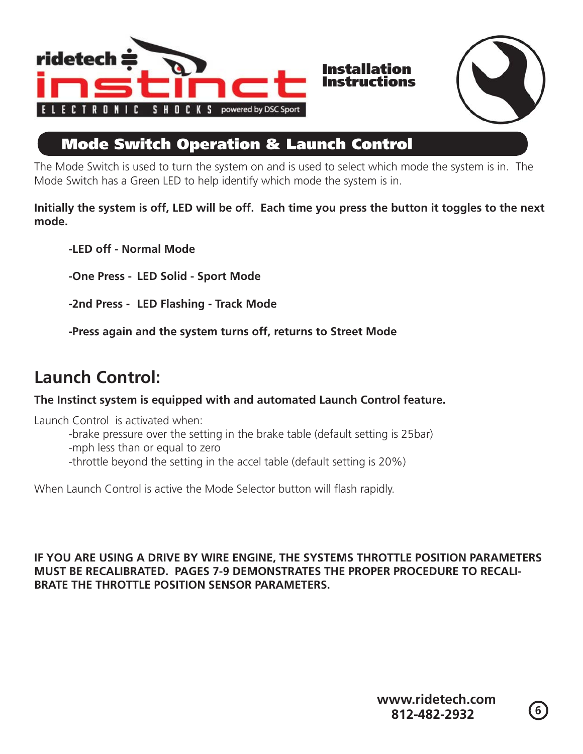## Mode Switch Operation & Launch Control

The Mode Switch is used to turn the system on and is used to select which mode the system is in. The Mode Switch has a Green LED to help identify which mode the system is in.

**Initially the system is off, LED will be off. Each time you press the button it toggles to the next mode.**

**-LED off - Normal Mode**

**-One Press - LED Solid - Sport Mode**

**-2nd Press - LED Flashing - Track Mode**

**-Press again and the system turns off, returns to Street Mode**

## Launch Control:

**The Instinct system is equipped with and automated Launch Control feature.**

Launch Control is activated when:

-brake pressure over the setting in the brake table (default setting is 25bar)
-mph less than or equal to zero
-throttle beyond the setting in the accel table (default setting is 20%)

When Launch Control is active the Mode Selector button will flash rapidly.

**IF YOU ARE USING A DRIVE BY WIRE ENGINE, THE SYSTEMS THROTTLE POSITION PARAMETERS MUST BE RECALIBRATED. PAGES 7-9 DEMONSTRATES THE PROPER PROCEDURE TO RECALIBRATE THE THROTTLE POSITION SENSOR PARAMETERS.**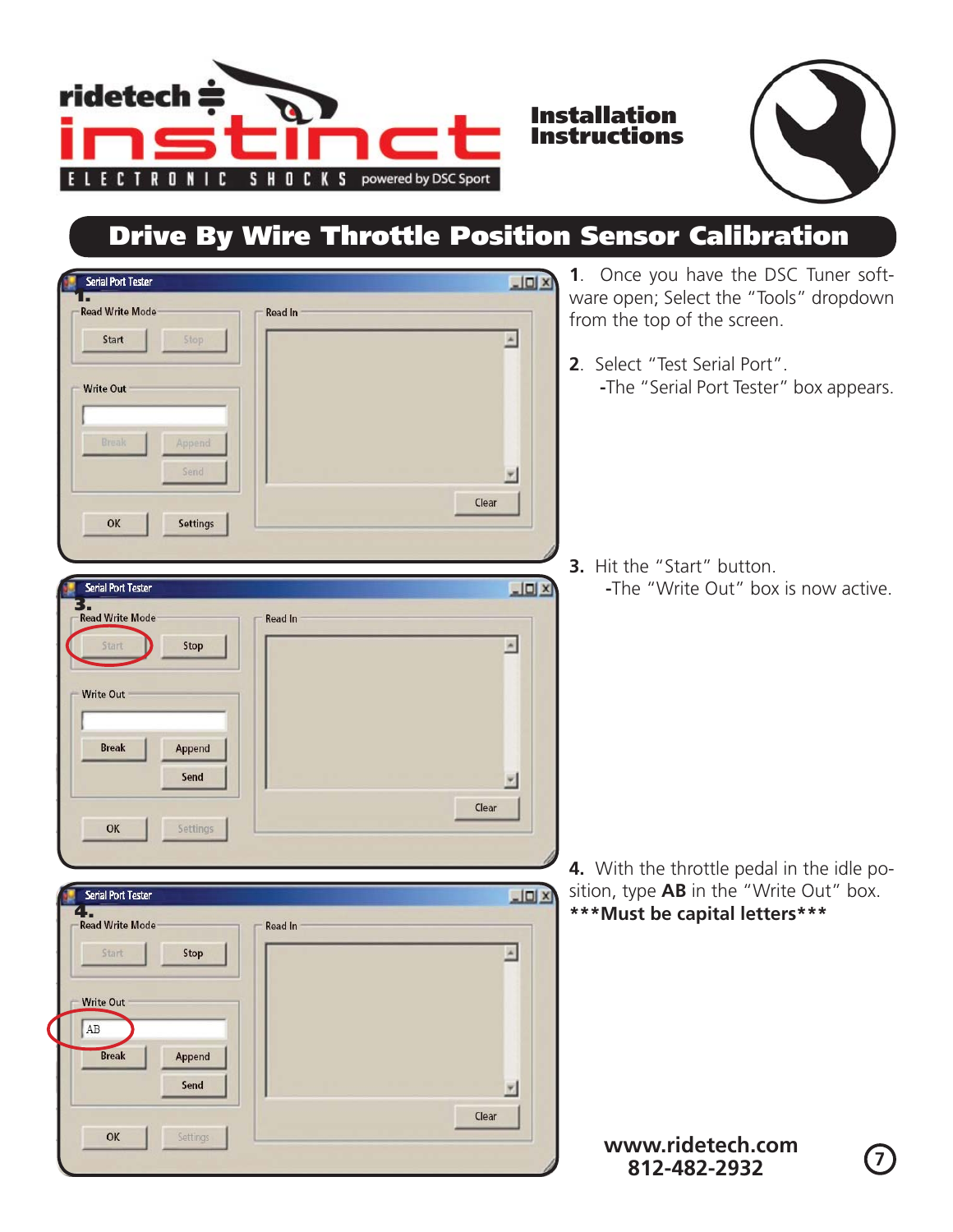# Drive By Wire Throttle Position Sensor Calibration

**1**. Once you have the DSC Tuner software open; Select the "Tools" dropdown from the top of the screen.

**2**. Select "Test Serial Port".
-The "Serial Port Tester" box appears.

**3.** Hit the "Start" button.
-The "Write Out" box is now active.

**4.** With the throttle pedal in the idle position, type **AB** in the "Write Out" box.
**\*\*\*Must be capital letters\*\*\***

**www.ridetech.com**
**812-482-2932**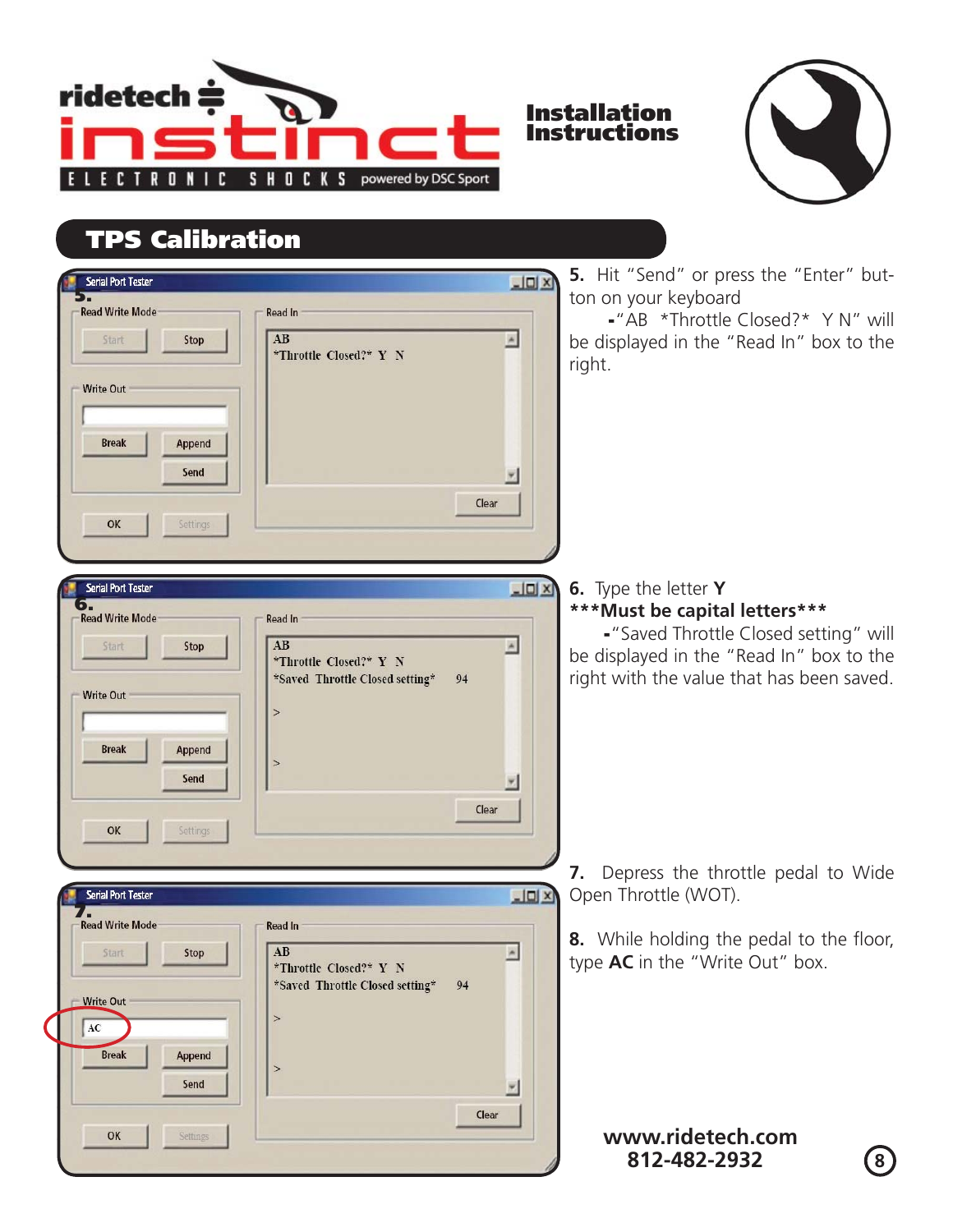## TPS Calibration

**5.** Hit "Send" or press the "Enter" button on your keyboard

-"AB *Throttle Closed?* Y N" will be displayed in the "Read In" box to the right.

**6.** Type the letter **Y**

***__Must be capital letters__***

-"Saved Throttle Closed setting" will be displayed in the "Read In" box to the right with the value that has been saved.

**7.** Depress the throttle pedal to Wide Open Throttle (WOT).

**8.** While holding the pedal to the floor, type **AC** in the "Write Out" box.

www.ridetech.com
812-482-2932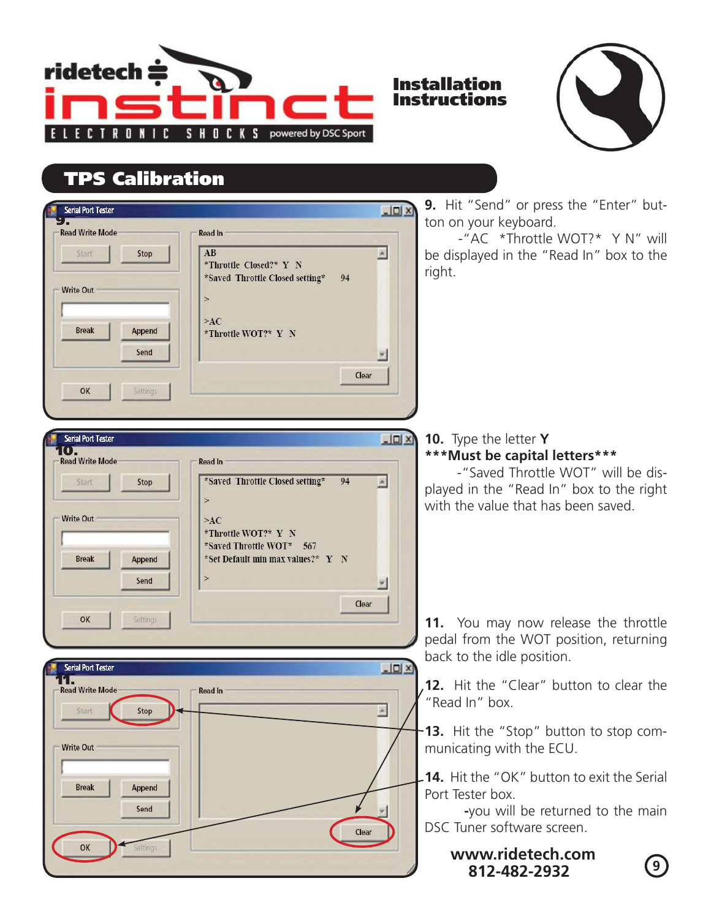# TPS Calibration

**9.** Hit "Send" or press the "Enter" button on your keyboard.

-"AC *Throttle WOT?* Y N" will be displayed in the "Read In" box to the right.

**10.** Type the letter **Y**

**\*\*\*Must be capital letters\*\*\***

-"Saved Throttle WOT" will be displayed in the "Read In" box to the right with the value that has been saved.

**11.** You may now release the throttle pedal from the WOT position, returning back to the idle position.

**12.** Hit the "Clear" button to clear the "Read In" box.

**13.** Hit the "Stop" button to stop communicating with the ECU.

**14.** Hit the "OK" button to exit the Serial Port Tester box.

-you will be returned to the main DSC Tuner software screen.

**www.ridetech.com**
**812-482-2932**